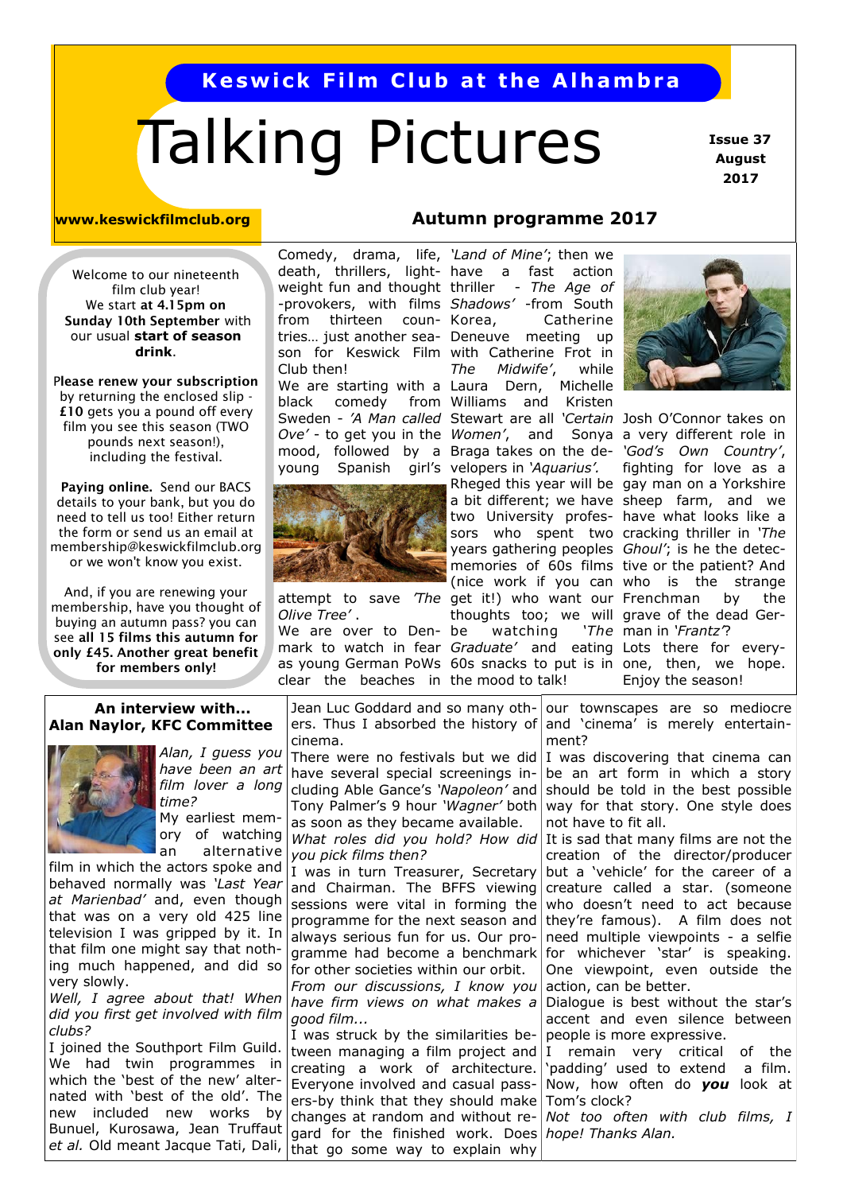**Keswick Film Club at the Alhambra**

# Talking Pictures

**Issue 37**
**August**
**2017**

**www.keswickfilmclub.org**

Welcome to our nineteenth film club year!
We start **at 4.15pm on Sunday 10th September** with our usual **start of season drink**.

**Please renew your subscription** by returning the enclosed slip - **£10** gets you a pound off every film you see this season (TWO pounds next season!), including the festival.

**Paying online.** Send our BACS details to your bank, but you do need to tell us too! Either return the form or send us an email at membership@keswickfilmclub.org or we won't know you exist.

And, if you are renewing your membership, have you thought of buying an autumn pass? you can see **all 15 films this autumn for only £45. Another great benefit for members only!**

## Autumn programme 2017

Comedy, drama, life, death, thrillers, lightweight fun and thought-provokers, with films from thirteen countries… just another season for Keswick Film Club then!

We are starting with a black comedy from Sweden - *'A Man called Ove'* - to get you in the mood, followed by a young Spanish girl's attempt to save *'The Olive Tree'*.

We are over to Denmark to watch in fear as young German PoWs clear the beaches in *'Land of Mine'*; then we have a fast action thriller - *The Age of Shadows'* -from South Korea, Catherine Deneuve meeting up with Catherine Frot in *The Midwife'*, while Laura Dern, Michelle Williams and Kristen Stewart are all *'Certain Women'*, and Sonya Braga takes on the developers in *'Aquarius'.*

Rheged this year will be a bit different; we have two University professors who spent two years gathering peoples memories of 60s films (nice work if you can get it!) who want our thoughts too; we will be watching *'The Graduate'* and eating 60s snacks to put is in the mood to talk!

Josh O'Connor takes on a very different role in *'God's Own Country'*, fighting for love as a gay man on a Yorkshire sheep farm, and we have what looks like a cracking thriller in *'The Ghoul'*; is he the detective or the patient? And who is the strange Frenchman by the grave of the dead German in *'Frantz'*?

Lots there for everyone, then, we hope. Enjoy the season!

## An interview with… Alan Naylor, KFC Committee

*Alan, I guess you have been an art film lover a long time?*

My earliest memory of watching an alternative film in which the actors spoke and behaved normally was *'Last Year at Marienbad'* and, even though that was on a very old 425 line television I was gripped by it. In that film one might say that nothing much happened, and did so very slowly.

*Well, I agree about that! When did you first get involved with film clubs?*

I joined the Southport Film Guild. We had twin programmes in which the 'best of the new' alternated with 'best of the old'. The new included new works by Bunuel, Kurosawa, Jean Truffaut *et al.* Old meant Jacque Tati, Dali, Jean Luc Goddard and so many others. Thus I absorbed the history of cinema.

There were no festivals but we did have several special screenings including Able Gance's *'Napoleon'* and Tony Palmer's 9 hour *'Wagner'* both as soon as they became available.

*What roles did you hold? How did you pick films then?*

I was in turn Treasurer, Secretary and Chairman. The BFFS viewing sessions were vital in forming the programme for the next season and always serious fun for us. Our programme had become a benchmark for other societies within our orbit.

*From our discussions, I know you have firm views on what makes a good film...*

I was struck by the similarities between managing a film project and creating a work of architecture. Everyone involved and casual passers-by think that they should make changes at random and without regard for the finished work. Does that go some way to explain why our townscapes are so mediocre and 'cinema' is merely entertainment?

I was discovering that cinema can be an art form in which a story should be told in the best possible way for that story. One style does not have to fit all.

It is sad that many films are not the creation of the director/producer but a 'vehicle' for the career of a creature called a star. (someone who doesn't need to act because they're famous). A film does not need multiple viewpoints - a selfie for whichever 'star' is speaking. One viewpoint, even outside the action, can be better.

Dialogue is best without the star's accent and even silence between people is more expressive.

I remain very critical of the 'padding' used to extend a film. Now, how often do ***you*** look at Tom's clock?

*Not too often with club films, I hope! Thanks Alan.*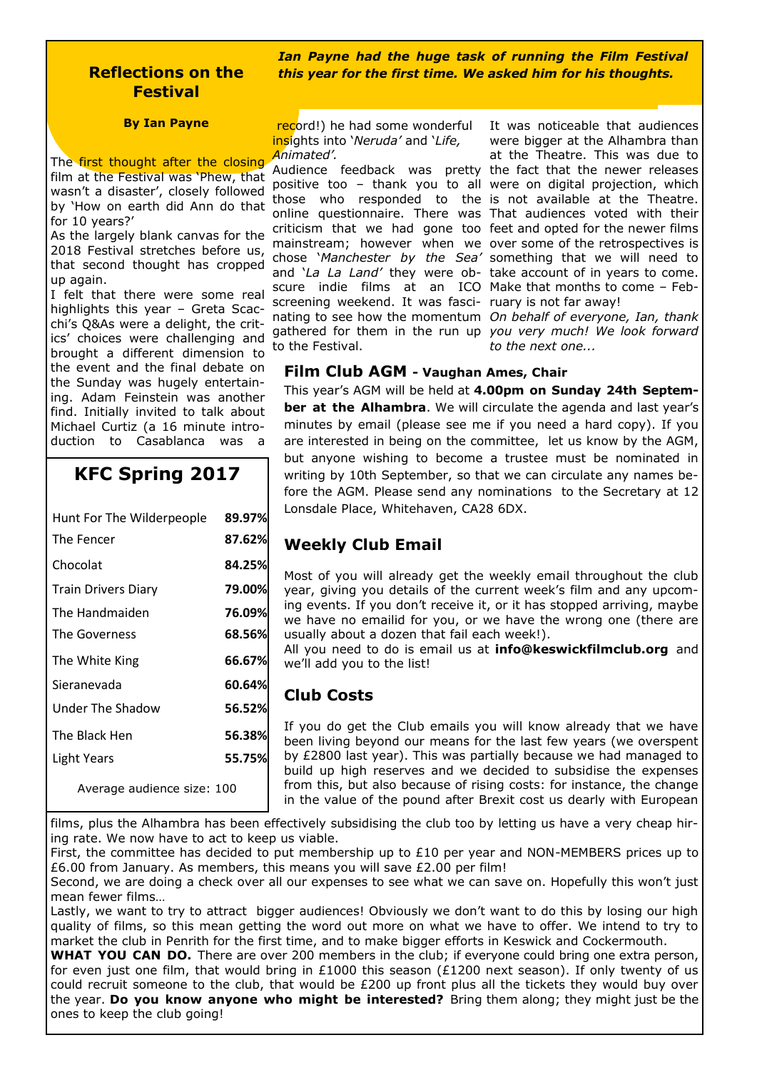## Reflections on the Festival

**By Ian Payne**

***Ian Payne had the huge task of running the Film Festival this year for the first time. We asked him for his thoughts.***

The first thought after the closing film at the Festival was 'Phew, that wasn't a disaster', closely followed by 'How on earth did Ann do that for 10 years?'

As the largely blank canvas for the 2018 Festival stretches before us, that second thought has cropped up again.

I felt that there were some real highlights this year – Greta Scacchi's Q&As were a delight, the critics' choices were challenging and brought a different dimension to the event and the final debate on the Sunday was hugely entertaining. Adam Feinstein was another find. Initially invited to talk about Michael Curtiz (a 16 minute introduction to Casablanca was a record!) he had some wonderful insights into '*Neruda*' and '*Life, Animated*'.

Audience feedback was pretty positive too – thank you to all those who responded to the online questionnaire. There was criticism that we had gone too mainstream; however when we chose '*Manchester by the Sea*' and '*La La Land*' they were obscure indie films at an ICO screening weekend. It was fascinating to see how the momentum gathered for them in the run up to the Festival.

It was noticeable that audiences were bigger at the Alhambra than at the Theatre. This was due to the fact that the newer releases were on digital projection, which is not available at the Theatre. That audiences voted with their feet and opted for the newer films over some of the retrospectives is something that we will need to take account of in years to come. Make that months to come – February is not far away!

*On behalf of everyone, Ian, thank you very much! We look forward to the next one...*

## KFC Spring 2017

| | |
|---|---|
| Hunt For The Wilderpeople | **89.97%** |
| The Fencer | **87.62%** |
| Chocolat | **84.25%** |
| Train Drivers Diary | **79.00%** |
| The Handmaiden | **76.09%** |
| The Governess | **68.56%** |
| The White King | **66.67%** |
| Sieranevada | **60.64%** |
| Under The Shadow | **56.52%** |
| The Black Hen | **56.38%** |
| Light Years | **55.75%** |

Average audience size: 100

## Film Club AGM - Vaughan Ames, Chair

This year's AGM will be held at **4.00pm on Sunday 24th September at the Alhambra**. We will circulate the agenda and last year's minutes by email (please see me if you need a hard copy). If you are interested in being on the committee, let us know by the AGM, but anyone wishing to become a trustee must be nominated in writing by 10th September, so that we can circulate any names before the AGM. Please send any nominations to the Secretary at 12 Lonsdale Place, Whitehaven, CA28 6DX.

## Weekly Club Email

Most of you will already get the weekly email throughout the club year, giving you details of the current week's film and any upcoming events. If you don't receive it, or it has stopped arriving, maybe we have no emailid for you, or we have the wrong one (there are usually about a dozen that fail each week!).

All you need to do is email us at **info@keswickfilmclub.org** and we'll add you to the list!

## Club Costs

If you do get the Club emails you will know already that we have been living beyond our means for the last few years (we overspent by £2800 last year). This was partially because we had managed to build up high reserves and we decided to subsidise the expenses from this, but also because of rising costs: for instance, the change in the value of the pound after Brexit cost us dearly with European films, plus the Alhambra has been effectively subsidising the club too by letting us have a very cheap hiring rate. We now have to act to keep us viable.

First, the committee has decided to put membership up to £10 per year and NON-MEMBERS prices up to £6.00 from January. As members, this means you will save £2.00 per film!

Second, we are doing a check over all our expenses to see what we can save on. Hopefully this won't just mean fewer films…

Lastly, we want to try to attract bigger audiences! Obviously we don't want to do this by losing our high quality of films, so this mean getting the word out more on what we have to offer. We intend to try to market the club in Penrith for the first time, and to make bigger efforts in Keswick and Cockermouth.

**WHAT YOU CAN DO.** There are over 200 members in the club; if everyone could bring one extra person, for even just one film, that would bring in £1000 this season (£1200 next season). If only twenty of us could recruit someone to the club, that would be £200 up front plus all the tickets they would buy over the year. **Do you know anyone who might be interested?** Bring them along; they might just be the ones to keep the club going!